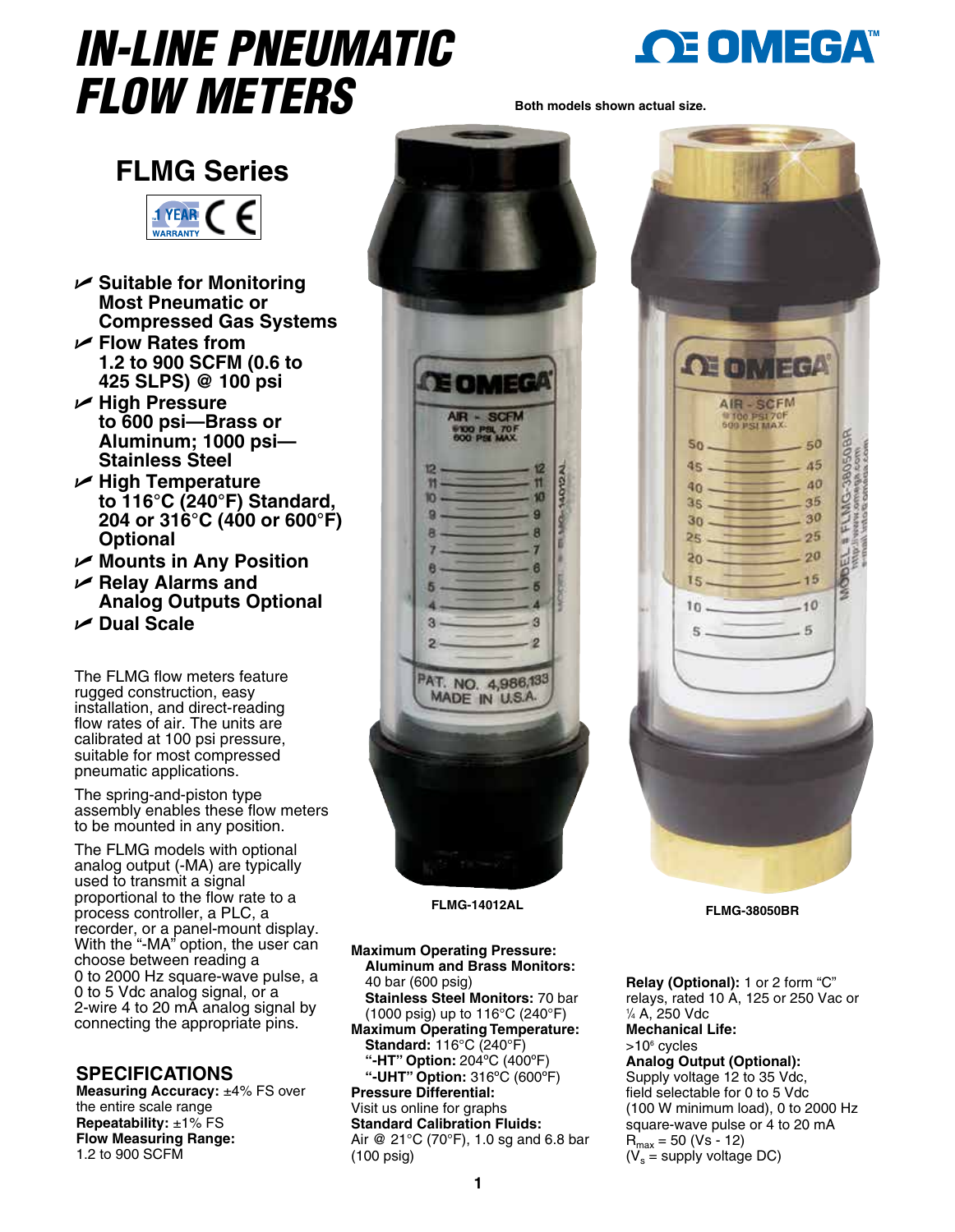# IN-LINE PNEUMATIC FLOW METERS

Both models shown actual size.

## FLMG Series

- Suitable for Monitoring Most Pneumatic or Compressed Gas Systems
- Flow Rates from 1.2 to 900 SCFM (0.6 to 425 SLPS) @ 100 psi
- High Pressure to 600 psi—Brass or Aluminum; 1000 psi—Stainless Steel
- High Temperature to 116°C (240°F) Standard, 204 or 316°C (400 or 600°F) Optional
- Mounts in Any Position
- Relay Alarms and Analog Outputs Optional
- Dual Scale

The FLMG flow meters feature rugged construction, easy installation, and direct-reading flow rates of air. The units are calibrated at 100 psi pressure, suitable for most compressed pneumatic applications.

The spring-and-piston type assembly enables these flow meters to be mounted in any position.

The FLMG models with optional analog output (-MA) are typically used to transmit a signal proportional to the flow rate to a process controller, a PLC, a recorder, or a panel-mount display. With the "-MA" option, the user can choose between reading a 0 to 2000 Hz square-wave pulse, a 0 to 5 Vdc analog signal, or a 2-wire 4 to 20 mA analog signal by connecting the appropriate pins.

FLMG-14012AL

FLMG-38050BR

## SPECIFICATIONS

**Measuring Accuracy:** ±4% FS over the entire scale range
**Repeatability:** ±1% FS
**Flow Measuring Range:** 1.2 to 900 SCFM

**Maximum Operating Pressure:**
**Aluminum and Brass Monitors:** 40 bar (600 psig)
**Stainless Steel Monitors:** 70 bar (1000 psig) up to 116°C (240°F)
**Maximum Operating Temperature:**
**Standard:** 116°C (240°F)
**"-HT" Option:** 204°C (400°F)
**"-UHT" Option:** 316°C (600°F)
**Pressure Differential:**
Visit us online for graphs
**Standard Calibration Fluids:**
Air @ 21°C (70°F), 1.0 sg and 6.8 bar (100 psig)

**Relay (Optional):** 1 or 2 form "C" relays, rated 10 A, 125 or 250 Vac or ¼ A, 250 Vdc
**Mechanical Life:** $>10^6$ cycles
**Analog Output (Optional):** Supply voltage 12 to 35 Vdc, field selectable for 0 to 5 Vdc (100 W minimum load), 0 to 2000 Hz square-wave pulse or 4 to 20 mA
$R_{max} = 50 (V_s - 12)$
($V_s$ = supply voltage DC)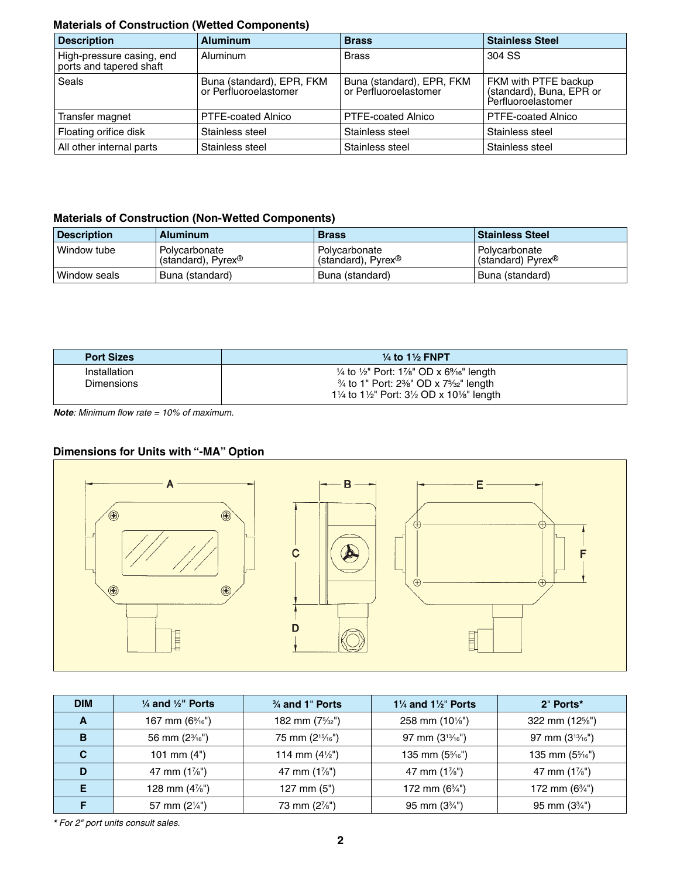### Materials of Construction (Wetted Components)

| Description | Aluminum | Brass | Stainless Steel |
|---|---|---|---|
| High-pressure casing, end ports and tapered shaft | Aluminum | Brass | 304 SS |
| Seals | Buna (standard), EPR, FKM or Perfluoroelastomer | Buna (standard), EPR, FKM or Perfluoroelastomer | FKM with PTFE backup (standard), Buna, EPR or Perfluoroelastomer |
| Transfer magnet | PTFE-coated Alnico | PTFE-coated Alnico | PTFE-coated Alnico |
| Floating orifice disk | Stainless steel | Stainless steel | Stainless steel |
| All other internal parts | Stainless steel | Stainless steel | Stainless steel |

### Materials of Construction (Non-Wetted Components)

| Description | Aluminum | Brass | Stainless Steel |
|---|---|---|---|
| Window tube | Polycarbonate (standard), Pyrex® | Polycarbonate (standard), Pyrex® | Polycarbonate (standard) Pyrex® |
| Window seals | Buna (standard) | Buna (standard) | Buna (standard) |

| Port Sizes | ¼ to 1½ FNPT |
|---|---|
| Installation Dimensions | ¼ to ½" Port: 1⅞" OD x 6⁹⁄₁₆" length<br>¾ to 1" Port: 2⅜" OD x 7⁵⁄₃₂" length<br>1¼ to 1½" Port: 3½ OD x 10⅛" length |

***Note***: *Minimum flow rate = 10% of maximum.*

### Dimensions for Units with "-MA" Option

| DIM | ¼ and ½" Ports | ¾ and 1" Ports | 1¼ and 1½" Ports | 2" Ports* |
|---|---|---|---|---|
| **A** | 167 mm (6⁹⁄₁₆") | 182 mm (7⁵⁄₃₂") | 258 mm (10⅛") | 322 mm (12⅝") |
| **B** | 56 mm (2³⁄₁₆") | 75 mm (2¹⁵⁄₁₆") | 97 mm (3¹³⁄₁₆") | 97 mm (3¹³⁄₁₆") |
| **C** | 101 mm (4") | 114 mm (4½") | 135 mm (5⁵⁄₁₆") | 135 mm (5⁵⁄₁₆") |
| **D** | 47 mm (1⅞") | 47 mm (1⅞") | 47 mm (1⅞") | 47 mm (1⅞") |
| **E** | 128 mm (4⅞") | 127 mm (5") | 172 mm (6¾") | 172 mm (6¾") |
| **F** | 57 mm (2¼") | 73 mm (2⅞") | 95 mm (3¾") | 95 mm (3¾") |

*\* For 2" port units consult sales.*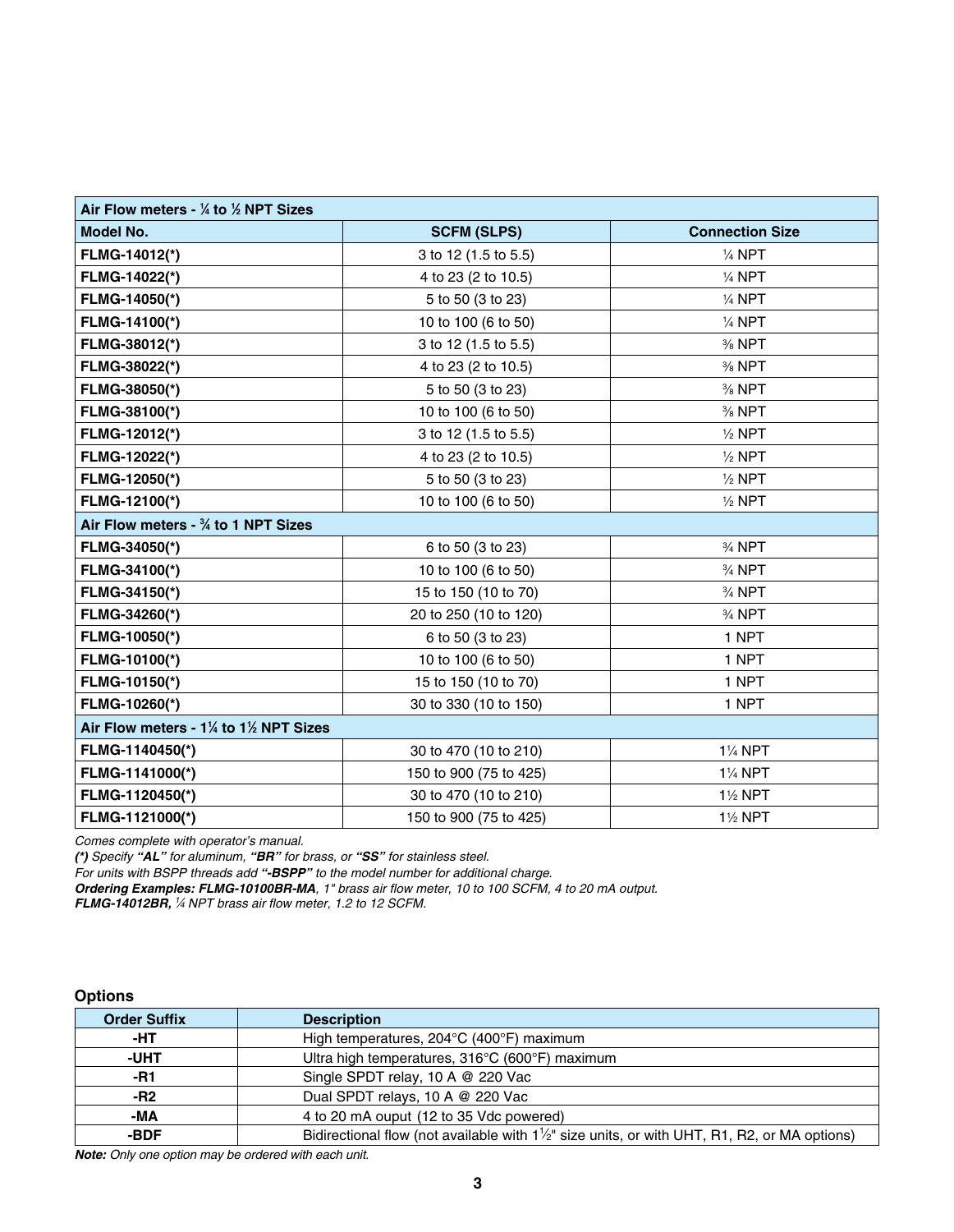| Air Flow meters - ¼ to ½ NPT Sizes | | |
| --- | --- | --- |
| **Model No.** | **SCFM (SLPS)** | **Connection Size** |
| **FLMG-14012(*)** | 3 to 12 (1.5 to 5.5) | ¼ NPT |
| **FLMG-14022(*)** | 4 to 23 (2 to 10.5) | ¼ NPT |
| **FLMG-14050(*)** | 5 to 50 (3 to 23) | ¼ NPT |
| **FLMG-14100(*)** | 10 to 100 (6 to 50) | ¼ NPT |
| **FLMG-38012(*)** | 3 to 12 (1.5 to 5.5) | ⅜ NPT |
| **FLMG-38022(*)** | 4 to 23 (2 to 10.5) | ⅜ NPT |
| **FLMG-38050(*)** | 5 to 50 (3 to 23) | ⅜ NPT |
| **FLMG-38100(*)** | 10 to 100 (6 to 50) | ⅜ NPT |
| **FLMG-12012(*)** | 3 to 12 (1.5 to 5.5) | ½ NPT |
| **FLMG-12022(*)** | 4 to 23 (2 to 10.5) | ½ NPT |
| **FLMG-12050(*)** | 5 to 50 (3 to 23) | ½ NPT |
| **FLMG-12100(*)** | 10 to 100 (6 to 50) | ½ NPT |
| **Air Flow meters - ¾ to 1 NPT Sizes** | | |
| **FLMG-34050(*)** | 6 to 50 (3 to 23) | ¾ NPT |
| **FLMG-34100(*)** | 10 to 100 (6 to 50) | ¾ NPT |
| **FLMG-34150(*)** | 15 to 150 (10 to 70) | ¾ NPT |
| **FLMG-34260(*)** | 20 to 250 (10 to 120) | ¾ NPT |
| **FLMG-10050(*)** | 6 to 50 (3 to 23) | 1 NPT |
| **FLMG-10100(*)** | 10 to 100 (6 to 50) | 1 NPT |
| **FLMG-10150(*)** | 15 to 150 (10 to 70) | 1 NPT |
| **FLMG-10260(*)** | 30 to 330 (10 to 150) | 1 NPT |
| **Air Flow meters - 1¼ to 1½ NPT Sizes** | | |
| **FLMG-1140450(*)** | 30 to 470 (10 to 210) | 1¼ NPT |
| **FLMG-1141000(*)** | 150 to 900 (75 to 425) | 1¼ NPT |
| **FLMG-1120450(*)** | 30 to 470 (10 to 210) | 1½ NPT |
| **FLMG-1121000(*)** | 150 to 900 (75 to 425) | 1½ NPT |

*Comes complete with operator's manual.*
***(\*)** Specify **"AL"** for aluminum, **"BR"** for brass, or **"SS"** for stainless steel.*
*For units with BSPP threads add **"-BSPP"** to the model number for additional charge.*
***Ordering Examples: FLMG-10100BR-MA**, 1" brass air flow meter, 10 to 100 SCFM, 4 to 20 mA output.*
***FLMG-14012BR,** ¼ NPT brass air flow meter, 1.2 to 12 SCFM.*

### Options

| Order Suffix | Description |
| --- | --- |
| **-HT** | High temperatures, 204°C (400°F) maximum |
| **-UHT** | Ultra high temperatures, 316°C (600°F) maximum |
| **-R1** | Single SPDT relay, 10 A @ 220 Vac |
| **-R2** | Dual SPDT relays, 10 A @ 220 Vac |
| **-MA** | 4 to 20 mA ouput (12 to 35 Vdc powered) |
| **-BDF** | Bidirectional flow (not available with 1½" size units, or with UHT, R1, R2, or MA options) |

***Note:** Only one option may be ordered with each unit.*